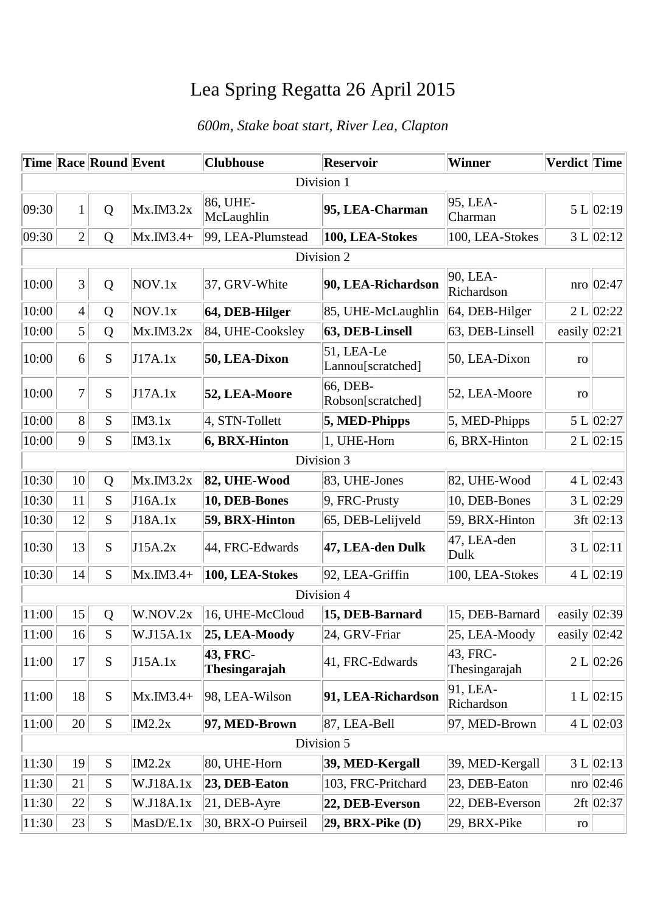# Lea Spring Regatta 26 April 2015

*600m, Stake boat start, River Lea, Clapton*

| Time | Race | Round | Event | Clubhouse | Reservoir | Winner | Verdict | Time |
|---|---|---|---|---|---|---|---|---|
| Division 1 | | | | | | | | |
| 09:30 | 1 | Q | Mx.IM3.2x | 86, UHE-McLaughlin | **95, LEA-Charman** | 95, LEA-Charman | 5 L | 02:19 |
| 09:30 | 2 | Q | Mx.IM3.4+ | 99, LEA-Plumstead | **100, LEA-Stokes** | 100, LEA-Stokes | 3 L | 02:12 |
| Division 2 | | | | | | | | |
| 10:00 | 3 | Q | NOV.1x | 37, GRV-White | **90, LEA-Richardson** | 90, LEA-Richardson | nro | 02:47 |
| 10:00 | 4 | Q | NOV.1x | **64, DEB-Hilger** | 85, UHE-McLaughlin | 64, DEB-Hilger | 2 L | 02:22 |
| 10:00 | 5 | Q | Mx.IM3.2x | 84, UHE-Cooksley | **63, DEB-Linsell** | 63, DEB-Linsell | easily | 02:21 |
| 10:00 | 6 | S | J17A.1x | **50, LEA-Dixon** | 51, LEA-Le Lannou[scratched] | 50, LEA-Dixon | ro | |
| 10:00 | 7 | S | J17A.1x | **52, LEA-Moore** | 66, DEB-Robson[scratched] | 52, LEA-Moore | ro | |
| 10:00 | 8 | S | IM3.1x | 4, STN-Tollett | **5, MED-Phipps** | 5, MED-Phipps | 5 L | 02:27 |
| 10:00 | 9 | S | IM3.1x | **6, BRX-Hinton** | 1, UHE-Horn | 6, BRX-Hinton | 2 L | 02:15 |
| Division 3 | | | | | | | | |
| 10:30 | 10 | Q | Mx.IM3.2x | **82, UHE-Wood** | 83, UHE-Jones | 82, UHE-Wood | 4 L | 02:43 |
| 10:30 | 11 | S | J16A.1x | **10, DEB-Bones** | 9, FRC-Prusty | 10, DEB-Bones | 3 L | 02:29 |
| 10:30 | 12 | S | J18A.1x | **59, BRX-Hinton** | 65, DEB-Lelijveld | 59, BRX-Hinton | 3ft | 02:13 |
| 10:30 | 13 | S | J15A.2x | 44, FRC-Edwards | **47, LEA-den Dulk** | 47, LEA-den Dulk | 3 L | 02:11 |
| 10:30 | 14 | S | Mx.IM3.4+ | **100, LEA-Stokes** | 92, LEA-Griffin | 100, LEA-Stokes | 4 L | 02:19 |
| Division 4 | | | | | | | | |
| 11:00 | 15 | Q | W.NOV.2x | 16, UHE-McCloud | **15, DEB-Barnard** | 15, DEB-Barnard | easily | 02:39 |
| 11:00 | 16 | S | W.J15A.1x | **25, LEA-Moody** | 24, GRV-Friar | 25, LEA-Moody | easily | 02:42 |
| 11:00 | 17 | S | J15A.1x | **43, FRC-Thesingarajah** | 41, FRC-Edwards | 43, FRC-Thesingarajah | 2 L | 02:26 |
| 11:00 | 18 | S | Mx.IM3.4+ | 98, LEA-Wilson | **91, LEA-Richardson** | 91, LEA-Richardson | 1 L | 02:15 |
| 11:00 | 20 | S | IM2.2x | **97, MED-Brown** | 87, LEA-Bell | 97, MED-Brown | 4 L | 02:03 |
| Division 5 | | | | | | | | |
| 11:30 | 19 | S | IM2.2x | 80, UHE-Horn | **39, MED-Kergall** | 39, MED-Kergall | 3 L | 02:13 |
| 11:30 | 21 | S | W.J18A.1x | **23, DEB-Eaton** | 103, FRC-Pritchard | 23, DEB-Eaton | nro | 02:46 |
| 11:30 | 22 | S | W.J18A.1x | 21, DEB-Ayre | **22, DEB-Everson** | 22, DEB-Everson | 2ft | 02:37 |
| 11:30 | 23 | S | MasD/E.1x | 30, BRX-O Puirseil | **29, BRX-Pike (D)** | 29, BRX-Pike | ro | |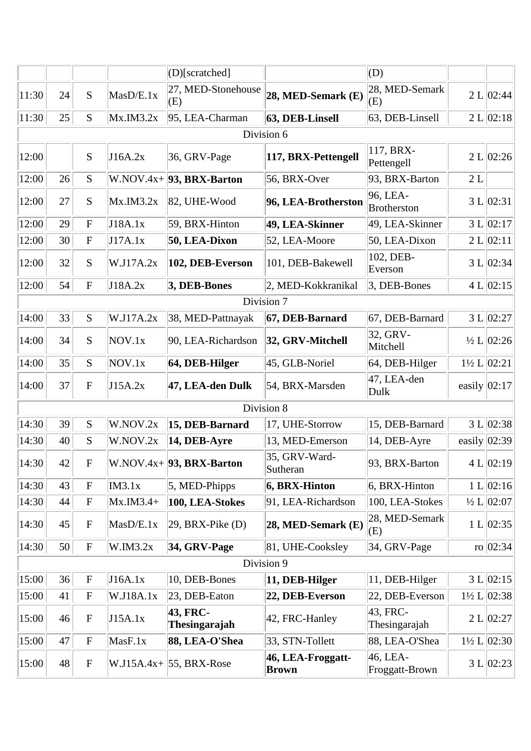| | | | | | | | | |
|---|---|---|---|---|---|---|---|---|
| | | | | (D)[scratched] | | (D) | | |
| 11:30 | 24 | S | MasD/E.1x | 27, MED-Stonehouse (E) | **28, MED-Semark (E)** | 28, MED-Semark (E) | 2 L | 02:44 |
| 11:30 | 25 | S | Mx.IM3.2x | 95, LEA-Charman | **63, DEB-Linsell** | 63, DEB-Linsell | 2 L | 02:18 |
| Division 6 | | | | | | | | |
| 12:00 | | S | J16A.2x | 36, GRV-Page | **117, BRX-Pettengell** | 117, BRX-Pettengell | 2 L | 02:26 |
| 12:00 | 26 | S | W.NOV.4x+ | **93, BRX-Barton** | 56, BRX-Over | 93, BRX-Barton | 2 L | |
| 12:00 | 27 | S | Mx.IM3.2x | 82, UHE-Wood | **96, LEA-Brotherston** | 96, LEA-Brotherston | 3 L | 02:31 |
| 12:00 | 29 | F | J18A.1x | 59, BRX-Hinton | **49, LEA-Skinner** | 49, LEA-Skinner | 3 L | 02:17 |
| 12:00 | 30 | F | J17A.1x | **50, LEA-Dixon** | 52, LEA-Moore | 50, LEA-Dixon | 2 L | 02:11 |
| 12:00 | 32 | S | W.J17A.2x | **102, DEB-Everson** | 101, DEB-Bakewell | 102, DEB-Everson | 3 L | 02:34 |
| 12:00 | 54 | F | J18A.2x | **3, DEB-Bones** | 2, MED-Kokkranikal | 3, DEB-Bones | 4 L | 02:15 |
| Division 7 | | | | | | | | |
| 14:00 | 33 | S | W.J17A.2x | 38, MED-Pattnayak | **67, DEB-Barnard** | 67, DEB-Barnard | 3 L | 02:27 |
| 14:00 | 34 | S | NOV.1x | 90, LEA-Richardson | **32, GRV-Mitchell** | 32, GRV-Mitchell | ½ L | 02:26 |
| 14:00 | 35 | S | NOV.1x | **64, DEB-Hilger** | 45, GLB-Noriel | 64, DEB-Hilger | 1½ L | 02:21 |
| 14:00 | 37 | F | J15A.2x | **47, LEA-den Dulk** | 54, BRX-Marsden | 47, LEA-den Dulk | easily | 02:17 |
| Division 8 | | | | | | | | |
| 14:30 | 39 | S | W.NOV.2x | **15, DEB-Barnard** | 17, UHE-Storrow | 15, DEB-Barnard | 3 L | 02:38 |
| 14:30 | 40 | S | W.NOV.2x | **14, DEB-Ayre** | 13, MED-Emerson | 14, DEB-Ayre | easily | 02:39 |
| 14:30 | 42 | F | W.NOV.4x+ | **93, BRX-Barton** | 35, GRV-Ward-Sutheran | 93, BRX-Barton | 4 L | 02:19 |
| 14:30 | 43 | F | IM3.1x | 5, MED-Phipps | **6, BRX-Hinton** | 6, BRX-Hinton | 1 L | 02:16 |
| 14:30 | 44 | F | Mx.IM3.4+ | **100, LEA-Stokes** | 91, LEA-Richardson | 100, LEA-Stokes | ½ L | 02:07 |
| 14:30 | 45 | F | MasD/E.1x | 29, BRX-Pike (D) | **28, MED-Semark (E)** | 28, MED-Semark (E) | 1 L | 02:35 |
| 14:30 | 50 | F | W.IM3.2x | **34, GRV-Page** | 81, UHE-Cooksley | 34, GRV-Page | ro | 02:34 |
| Division 9 | | | | | | | | |
| 15:00 | 36 | F | J16A.1x | 10, DEB-Bones | **11, DEB-Hilger** | 11, DEB-Hilger | 3 L | 02:15 |
| 15:00 | 41 | F | W.J18A.1x | 23, DEB-Eaton | **22, DEB-Everson** | 22, DEB-Everson | 1½ L | 02:38 |
| 15:00 | 46 | F | J15A.1x | **43, FRC-Thesingarajah** | 42, FRC-Hanley | 43, FRC-Thesingarajah | 2 L | 02:27 |
| 15:00 | 47 | F | MasF.1x | **88, LEA-O'Shea** | 33, STN-Tollett | 88, LEA-O'Shea | 1½ L | 02:30 |
| 15:00 | 48 | F | W.J15A.4x+ | 55, BRX-Rose | **46, LEA-Froggatt-Brown** | 46, LEA-Froggatt-Brown | 3 L | 02:23 |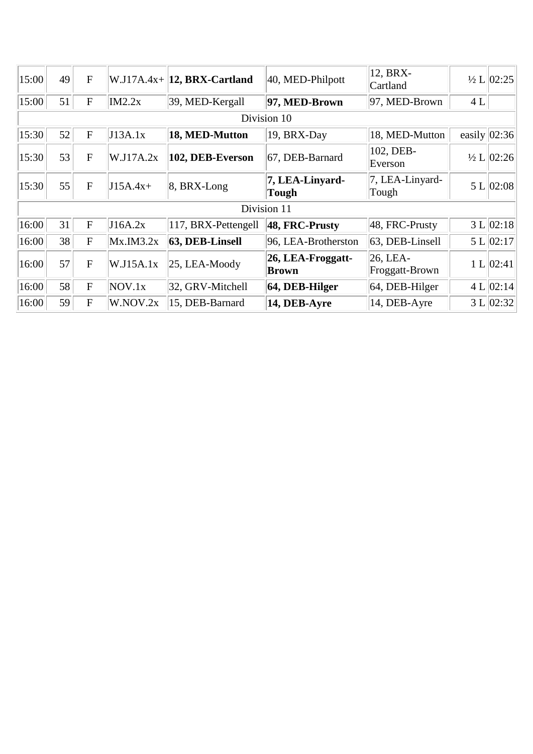| | | | | | | | | |
|---|---|---|---|---|---|---|---|---|
| 15:00 | 49 | F | W.J17A.4x+ | **12, BRX-Cartland** | 40, MED-Philpott | 12, BRX-Cartland | ½ L | 02:25 |
| 15:00 | 51 | F | IM2.2x | 39, MED-Kergall | **97, MED-Brown** | 97, MED-Brown | 4 L | |
| Division 10 | | | | | | | | |
| 15:30 | 52 | F | J13A.1x | **18, MED-Mutton** | 19, BRX-Day | 18, MED-Mutton | easily | 02:36 |
| 15:30 | 53 | F | W.J17A.2x | **102, DEB-Everson** | 67, DEB-Barnard | 102, DEB-Everson | ½ L | 02:26 |
| 15:30 | 55 | F | J15A.4x+ | 8, BRX-Long | **7, LEA-Linyard-Tough** | 7, LEA-Linyard-Tough | 5 L | 02:08 |
| Division 11 | | | | | | | | |
| 16:00 | 31 | F | J16A.2x | 117, BRX-Pettengell | **48, FRC-Prusty** | 48, FRC-Prusty | 3 L | 02:18 |
| 16:00 | 38 | F | Mx.IM3.2x | **63, DEB-Linsell** | 96, LEA-Brotherston | 63, DEB-Linsell | 5 L | 02:17 |
| 16:00 | 57 | F | W.J15A.1x | 25, LEA-Moody | **26, LEA-Froggatt-Brown** | 26, LEA-Froggatt-Brown | 1 L | 02:41 |
| 16:00 | 58 | F | NOV.1x | 32, GRV-Mitchell | **64, DEB-Hilger** | 64, DEB-Hilger | 4 L | 02:14 |
| 16:00 | 59 | F | W.NOV.2x | 15, DEB-Barnard | **14, DEB-Ayre** | 14, DEB-Ayre | 3 L | 02:32 |